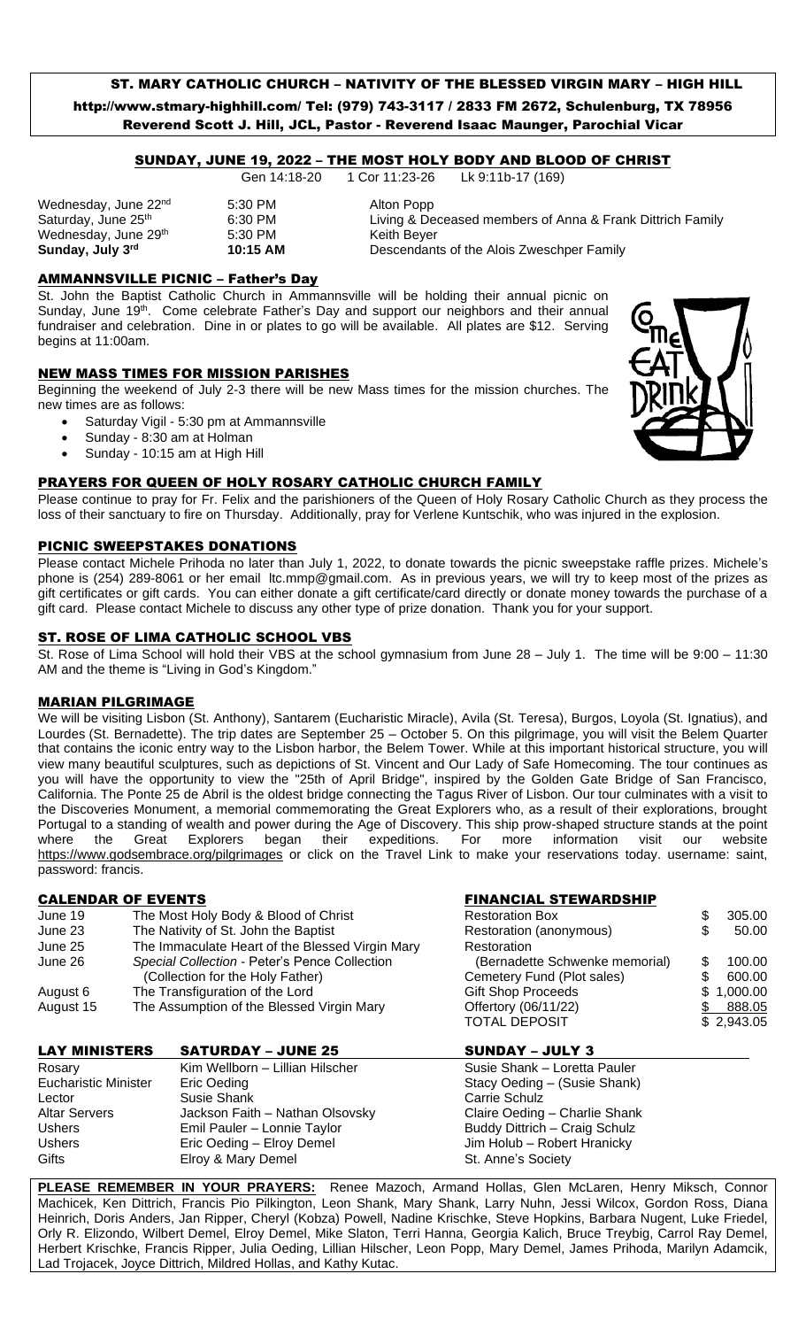# ST. MARY CATHOLIC CHURCH – NATIVITY OF THE BLESSED VIRGIN MARY – HIGH HILL

http://www.stmary-highhill.com/ Tel: (979) 743-3117 / 2833 FM 2672, Schulenburg, TX 78956

Reverend Scott J. Hill, JCL, Pastor - Reverend Isaac Maunger, Parochial Vicar

## SUNDAY, JUNE 19, 2022 – THE MOST HOLY BODY AND BLOOD OF CHRIST

Gen 14:18-20 1 Cor 11:23-26 Lk 9:11b-17 (169)

| | | |
|---|---|---|
| Wednesday, June 22nd | 5:30 PM | Alton Popp |
| Saturday, June 25th | 6:30 PM | Living & Deceased members of Anna & Frank Dittrich Family |
| Wednesday, June 29th | 5:30 PM | Keith Beyer |
| **Sunday, July 3rd** | **10:15 AM** | Descendants of the Alois Zweschper Family |

## AMMANNSVILLE PICNIC – Father's Day

St. John the Baptist Catholic Church in Ammannsville will be holding their annual picnic on Sunday, June 19th. Come celebrate Father's Day and support our neighbors and their annual fundraiser and celebration. Dine in or plates to go will be available. All plates are $12. Serving begins at 11:00am.

## NEW MASS TIMES FOR MISSION PARISHES

Beginning the weekend of July 2-3 there will be new Mass times for the mission churches. The new times are as follows:

- Saturday Vigil - 5:30 pm at Ammannsville
- Sunday - 8:30 am at Holman
- Sunday - 10:15 am at High Hill

## PRAYERS FOR QUEEN OF HOLY ROSARY CATHOLIC CHURCH FAMILY

Please continue to pray for Fr. Felix and the parishioners of the Queen of Holy Rosary Catholic Church as they process the loss of their sanctuary to fire on Thursday. Additionally, pray for Verlene Kuntschik, who was injured in the explosion.

## PICNIC SWEEPSTAKES DONATIONS

Please contact Michele Prihoda no later than July 1, 2022, to donate towards the picnic sweepstake raffle prizes. Michele's phone is (254) 289-8061 or her email ltc.mmp@gmail.com. As in previous years, we will try to keep most of the prizes as gift certificates or gift cards. You can either donate a gift certificate/card directly or donate money towards the purchase of a gift card. Please contact Michele to discuss any other type of prize donation. Thank you for your support.

## ST. ROSE OF LIMA CATHOLIC SCHOOL VBS

St. Rose of Lima School will hold their VBS at the school gymnasium from June 28 – July 1. The time will be 9:00 – 11:30 AM and the theme is "Living in God's Kingdom."

## MARIAN PILGRIMAGE

We will be visiting Lisbon (St. Anthony), Santarem (Eucharistic Miracle), Avila (St. Teresa), Burgos, Loyola (St. Ignatius), and Lourdes (St. Bernadette). The trip dates are September 25 – October 5. On this pilgrimage, you will visit the Belem Quarter that contains the iconic entry way to the Lisbon harbor, the Belem Tower. While at this important historical structure, you will view many beautiful sculptures, such as depictions of St. Vincent and Our Lady of Safe Homecoming. The tour continues as you will have the opportunity to view the "25th of April Bridge", inspired by the Golden Gate Bridge of San Francisco, California. The Ponte 25 de Abril is the oldest bridge connecting the Tagus River of Lisbon. Our tour culminates with a visit to the Discoveries Monument, a memorial commemorating the Great Explorers who, as a result of their explorations, brought Portugal to a standing of wealth and power during the Age of Discovery. This ship prow-shaped structure stands at the point where the Great Explorers began their expeditions. For more information visit our website https://www.godsembrace.org/pilgrimages or click on the Travel Link to make your reservations today. username: saint, password: francis.

## CALENDAR OF EVENTS

| | |
|---|---|
| June 19 | The Most Holy Body & Blood of Christ |
| June 23 | The Nativity of St. John the Baptist |
| June 25 | The Immaculate Heart of the Blessed Virgin Mary |
| June 26 | *Special Collection* - Peter's Pence Collection (Collection for the Holy Father) |
| August 6 | The Transfiguration of the Lord |
| August 15 | The Assumption of the Blessed Virgin Mary |

## FINANCIAL STEWARDSHIP

| | |
|---|---|
| Restoration Box | $ 305.00 |
| Restoration (anonymous) | $ 50.00 |
| Restoration (Bernadette Schwenke memorial) | $ 100.00 |
| Cemetery Fund (Plot sales) | $ 600.00 |
| Gift Shop Proceeds | $ 1,000.00 |
| Offertory (06/11/22) | $ 888.05 |
| TOTAL DEPOSIT | $ 2,943.05 |

## LAY MINISTERS

| LAY MINISTERS | SATURDAY – JUNE 25 | SUNDAY – JULY 3 |
|---|---|---|
| Rosary | Kim Wellborn – Lillian Hilscher | Susie Shank – Loretta Pauler |
| Eucharistic Minister | Eric Oeding | Stacy Oeding – (Susie Shank) |
| Lector | Susie Shank | Carrie Schulz |
| Altar Servers | Jackson Faith – Nathan Olsovsky | Claire Oeding – Charlie Shank |
| Ushers | Emil Pauler – Lonnie Taylor | Buddy Dittrich – Craig Schulz |
| Ushers | Eric Oeding – Elroy Demel | Jim Holub – Robert Hranicky |
| Gifts | Elroy & Mary Demel | St. Anne's Society |

**PLEASE REMEMBER IN YOUR PRAYERS:** Renee Mazoch, Armand Hollas, Glen McLaren, Henry Miksch, Connor Machicek, Ken Dittrich, Francis Pio Pilkington, Leon Shank, Mary Shank, Larry Nuhn, Jessi Wilcox, Gordon Ross, Diana Heinrich, Doris Anders, Jan Ripper, Cheryl (Kobza) Powell, Nadine Krischke, Steve Hopkins, Barbara Nugent, Luke Friedel, Orly R. Elizondo, Wilbert Demel, Elroy Demel, Mike Slaton, Terri Hanna, Georgia Kalich, Bruce Treybig, Carrol Ray Demel, Herbert Krischke, Francis Ripper, Julia Oeding, Lillian Hilscher, Leon Popp, Mary Demel, James Prihoda, Marilyn Adamcik, Lad Trojacek, Joyce Dittrich, Mildred Hollas, and Kathy Kutac.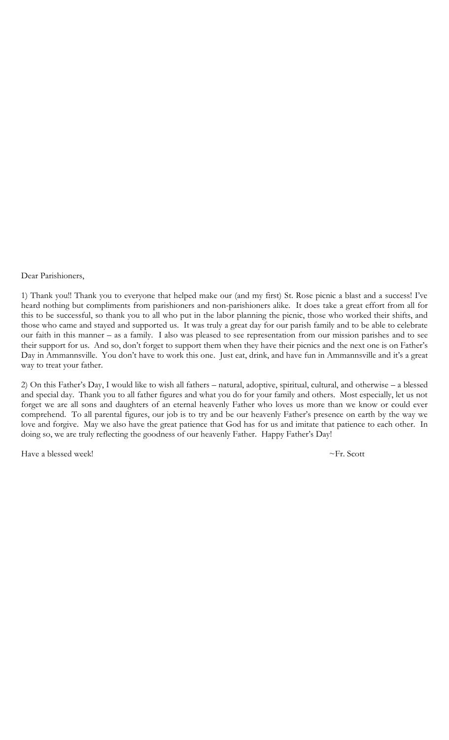Dear Parishioners,

1) Thank you!! Thank you to everyone that helped make our (and my first) St. Rose picnic a blast and a success! I've heard nothing but compliments from parishioners and non-parishioners alike. It does take a great effort from all for this to be successful, so thank you to all who put in the labor planning the picnic, those who worked their shifts, and those who came and stayed and supported us. It was truly a great day for our parish family and to be able to celebrate our faith in this manner – as a family. I also was pleased to see representation from our mission parishes and to see their support for us. And so, don't forget to support them when they have their picnics and the next one is on Father's Day in Ammannsville. You don't have to work this one. Just eat, drink, and have fun in Ammannsville and it's a great way to treat your father.

2) On this Father's Day, I would like to wish all fathers – natural, adoptive, spiritual, cultural, and otherwise – a blessed and special day. Thank you to all father figures and what you do for your family and others. Most especially, let us not forget we are all sons and daughters of an eternal heavenly Father who loves us more than we know or could ever comprehend. To all parental figures, our job is to try and be our heavenly Father's presence on earth by the way we love and forgive. May we also have the great patience that God has for us and imitate that patience to each other. In doing so, we are truly reflecting the goodness of our heavenly Father. Happy Father's Day!

Have a blessed week!

~Fr. Scott